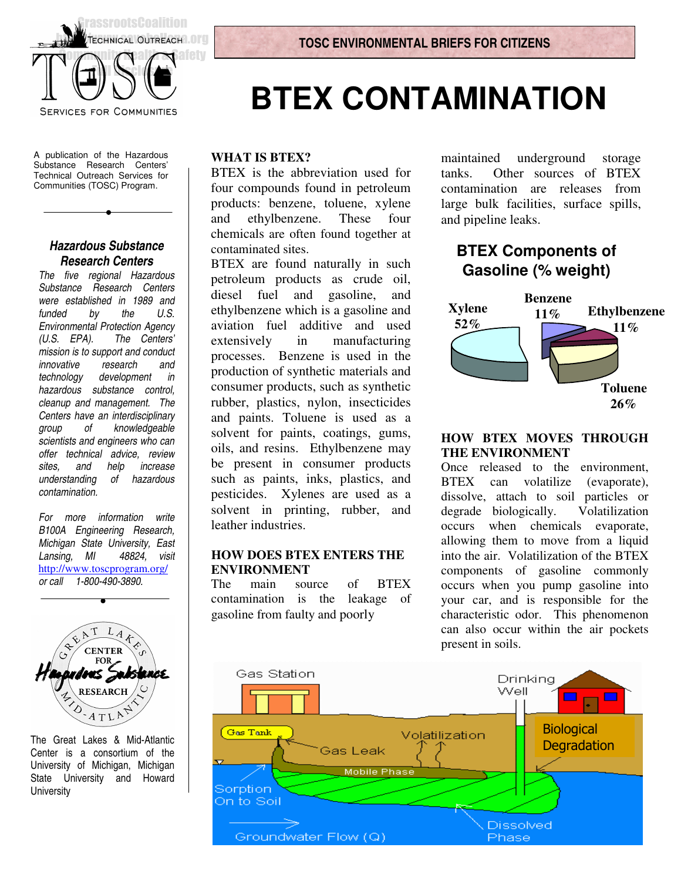TOSC ENVIRONMENTAL BRIEFS FOR CITIZENS

# BTEX CONTAMINATION

A publication of the Hazardous Substance Research Centers' Technical Outreach Services for Communities (TOSC) Program.

### Hazardous Substance Research Centers

*The five regional Hazardous Substance Research Centers were established in 1989 and funded by the U.S. Environmental Protection Agency (U.S. EPA). The Centers' mission is to support and conduct innovative research and technology development in hazardous substance control, cleanup and management. The Centers have an interdisciplinary group of knowledgeable scientists and engineers who can offer technical advice, review sites, and help increase understanding of hazardous contamination.*

*For more information write B100A Engineering Research, Michigan State University, East Lansing, MI 48824, visit* http://www.toscprogram.org/ *or call 1-800-490-3890.*

The Great Lakes & Mid-Atlantic Center is a consortium of the University of Michigan, Michigan State University and Howard University

## WHAT IS BTEX?

BTEX is the abbreviation used for four compounds found in petroleum products: benzene, toluene, xylene and ethylbenzene. These four chemicals are often found together at contaminated sites.

BTEX are found naturally in such petroleum products as crude oil, diesel fuel and gasoline, and ethylbenzene which is a gasoline and aviation fuel additive and used extensively in manufacturing processes. Benzene is used in the production of synthetic materials and consumer products, such as synthetic rubber, plastics, nylon, insecticides and paints. Toluene is used as a solvent for paints, coatings, gums, oils, and resins. Ethylbenzene may be present in consumer products such as paints, inks, plastics, and pesticides. Xylenes are used as a solvent in printing, rubber, and leather industries.

## HOW DOES BTEX ENTERS THE ENVIRONMENT

The main source of BTEX contamination is the leakage of gasoline from faulty and poorly maintained underground storage tanks. Other sources of BTEX contamination are releases from large bulk facilities, surface spills, and pipeline leaks.

### BTEX Components of Gasoline (% weight)

Xylene 52%
Benzene 11%
Ethylbenzene 11%
Toluene 26%

## HOW BTEX MOVES THROUGH THE ENVIRONMENT

Once released to the environment, BTEX can volatilize (evaporate), dissolve, attach to soil particles or degrade biologically. Volatilization occurs when chemicals evaporate, allowing them to move from a liquid into the air. Volatilization of the BTEX components of gasoline commonly occurs when you pump gasoline into your car, and is responsible for the characteristic odor. This phenomenon can also occur within the air pockets present in soils.

Gas Station
Drinking Well
Gas Tank
Gas Leak
Volatilization
Biological Degradation
Mobile Phase
Sorption On to Soil
Dissolved Phase
Groundwater Flow (Q)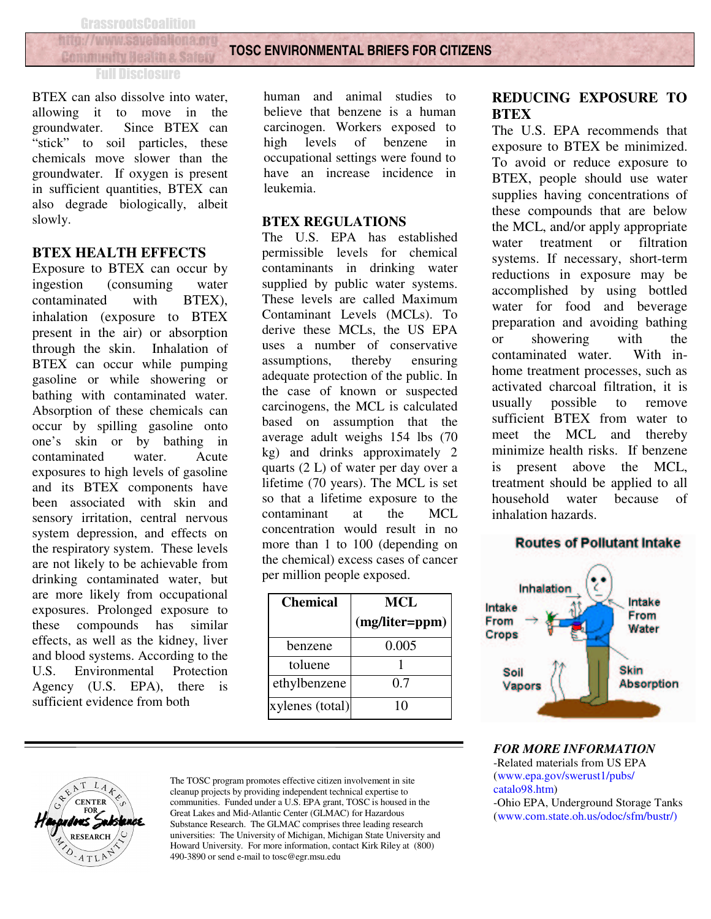BTEX can also dissolve into water, allowing it to move in the groundwater. Since BTEX can "stick" to soil particles, these chemicals move slower than the groundwater. If oxygen is present in sufficient quantities, BTEX can also degrade biologically, albeit slowly.

## BTEX HEALTH EFFECTS

Exposure to BTEX can occur by ingestion (consuming water contaminated with BTEX), inhalation (exposure to BTEX present in the air) or absorption through the skin. Inhalation of BTEX can occur while pumping gasoline or while showering or bathing with contaminated water. Absorption of these chemicals can occur by spilling gasoline onto one's skin or by bathing in contaminated water. Acute exposures to high levels of gasoline and its BTEX components have been associated with skin and sensory irritation, central nervous system depression, and effects on the respiratory system. These levels are not likely to be achievable from drinking contaminated water, but are more likely from occupational exposures. Prolonged exposure to these compounds has similar effects, as well as the kidney, liver and blood systems. According to the U.S. Environmental Protection Agency (U.S. EPA), there is sufficient evidence from both human and animal studies to believe that benzene is a human carcinogen. Workers exposed to high levels of benzene in occupational settings were found to have an increase incidence in leukemia.

## BTEX REGULATIONS

The U.S. EPA has established permissible levels for chemical contaminants in drinking water supplied by public water systems. These levels are called Maximum Contaminant Levels (MCLs). To derive these MCLs, the US EPA uses a number of conservative assumptions, thereby ensuring adequate protection of the public. In the case of known or suspected carcinogens, the MCL is calculated based on assumption that the average adult weighs 154 lbs (70 kg) and drinks approximately 2 quarts (2 L) of water per day over a lifetime (70 years). The MCL is set so that a lifetime exposure to the contaminant at the MCL concentration would result in no more than 1 to 100 (depending on the chemical) excess cases of cancer per million people exposed.

| Chemical | MCL (mg/liter=ppm) |
|---|---|
| benzene | 0.005 |
| toluene | 1 |
| ethylbenzene | 0.7 |
| xylenes (total) | 10 |

## REDUCING EXPOSURE TO BTEX

The U.S. EPA recommends that exposure to BTEX be minimized. To avoid or reduce exposure to BTEX, people should use water supplies having concentrations of these compounds that are below the MCL, and/or apply appropriate water treatment or filtration systems. If necessary, short-term reductions in exposure may be accomplished by using bottled water for food and beverage preparation and avoiding bathing or showering with the contaminated water. With in-home treatment processes, such as activated charcoal filtration, it is usually possible to remove sufficient BTEX from water to meet the MCL and thereby minimize health risks. If benzene is present above the MCL, treatment should be applied to all household water because of inhalation hazards.

Routes of Pollutant Intake

Inhalation
Intake From Crops
Intake From Water
Soil Vapors
Skin Absorption

***FOR MORE INFORMATION***

-Related materials from US EPA (www.epa.gov/swerust1/pubs/catalo98.htm)

-Ohio EPA, Underground Storage Tanks (www.com.state.oh.us/odoc/sfm/bustr/)

The TOSC program promotes effective citizen involvement in site cleanup projects by providing independent technical expertise to communities. Funded under a U.S. EPA grant, TOSC is housed in the Great Lakes and Mid-Atlantic Center (GLMAC) for Hazardous Substance Research. The GLMAC comprises three leading research universities: The University of Michigan, Michigan State University and Howard University. For more information, contact Kirk Riley at (800) 490-3890 or send e-mail to tosc@egr.msu.edu